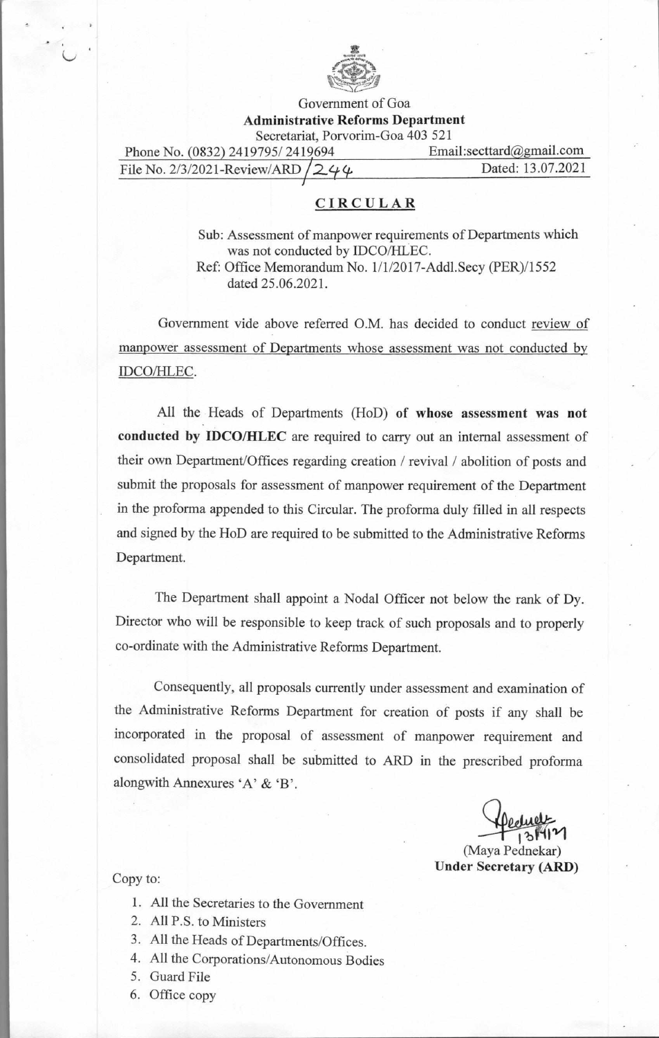Government of Goa

**Administrative Reforms Department**

Secretariat, Porvorim-Goa 403 521

Phone No. (0832) 2419795/ 2419694 Email:secttard@gmail.com

File No. 2/3/2021-Review/ARD/244 Dated: 13.07.2021

## CIRCULAR

Sub: Assessment of manpower requirements of Departments which was not conducted by IDCO/HLEC.

Ref: Office Memorandum No. 1/1/2017-Addl.Secy (PER)/1552 dated 25.06.2021.

Government vide above referred O.M. has decided to conduct review of manpower assessment of Departments whose assessment was not conducted by IDCO/HLEC.

All the Heads of Departments (HoD) of **whose assessment was not conducted by IDCO/HLEC** are required to carry out an internal assessment of their own Department/Offices regarding creation / revival / abolition of posts and submit the proposals for assessment of manpower requirement of the Department in the proforma appended to this Circular. The proforma duly filled in all respects and signed by the HoD are required to be submitted to the Administrative Reforms Department.

The Department shall appoint a Nodal Officer not below the rank of Dy. Director who will be responsible to keep track of such proposals and to properly co-ordinate with the Administrative Reforms Department.

Consequently, all proposals currently under assessment and examination of the Administrative Reforms Department for creation of posts if any shall be incorporated in the proposal of assessment of manpower requirement and consolidated proposal shall be submitted to ARD in the prescribed proforma alongwith Annexures 'A' & 'B'.

13/7/21

(Maya Pednekar)

**Under Secretary (ARD)**

Copy to:

1. All the Secretaries to the Government
2. All P.S. to Ministers
3. All the Heads of Departments/Offices.
4. All the Corporations/Autonomous Bodies
5. Guard File
6. Office copy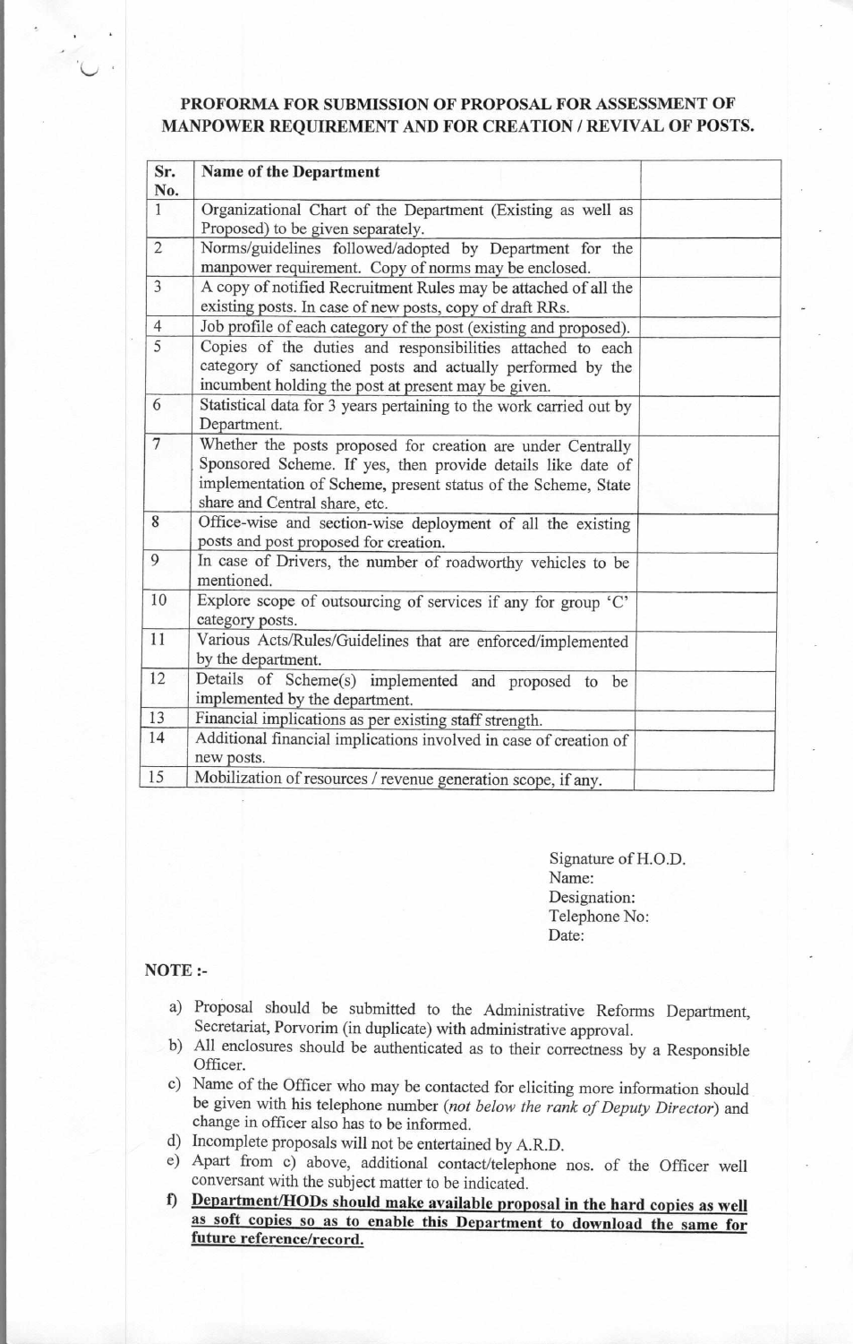**PROFORMA FOR SUBMISSION OF PROPOSAL FOR ASSESSMENT OF MANPOWER REQUIREMENT AND FOR CREATION / REVIVAL OF POSTS.**

| Sr. No. | Name of the Department | |
|---|---|---|
| 1 | Organizational Chart of the Department (Existing as well as Proposed) to be given separately. | |
| 2 | Norms/guidelines followed/adopted by Department for the manpower requirement. Copy of norms may be enclosed. | |
| 3 | A copy of notified Recruitment Rules may be attached of all the existing posts. In case of new posts, copy of draft RRs. | |
| 4 | Job profile of each category of the post (existing and proposed). | |
| 5 | Copies of the duties and responsibilities attached to each category of sanctioned posts and actually performed by the incumbent holding the post at present may be given. | |
| 6 | Statistical data for 3 years pertaining to the work carried out by Department. | |
| 7 | Whether the posts proposed for creation are under Centrally Sponsored Scheme. If yes, then provide details like date of implementation of Scheme, present status of the Scheme, State share and Central share, etc. | |
| 8 | Office-wise and section-wise deployment of all the existing posts and post proposed for creation. | |
| 9 | In case of Drivers, the number of roadworthy vehicles to be mentioned. | |
| 10 | Explore scope of outsourcing of services if any for group 'C' category posts. | |
| 11 | Various Acts/Rules/Guidelines that are enforced/implemented by the department. | |
| 12 | Details of Scheme(s) implemented and proposed to be implemented by the department. | |
| 13 | Financial implications as per existing staff strength. | |
| 14 | Additional financial implications involved in case of creation of new posts. | |
| 15 | Mobilization of resources / revenue generation scope, if any. | |

Signature of H.O.D.
Name:
Designation:
Telephone No:
Date:

**NOTE :-**

a) Proposal should be submitted to the Administrative Reforms Department, Secretariat, Porvorim (in duplicate) with administrative approval.
b) All enclosures should be authenticated as to their correctness by a Responsible Officer.
c) Name of the Officer who may be contacted for eliciting more information should be given with his telephone number (*not below the rank of Deputy Director*) and change in officer also has to be informed.
d) Incomplete proposals will not be entertained by A.R.D.
e) Apart from c) above, additional contact/telephone nos. of the Officer well conversant with the subject matter to be indicated.
f) **Department/HODs should make available proposal in the hard copies as well as soft copies so as to enable this Department to download the same for future reference/record.**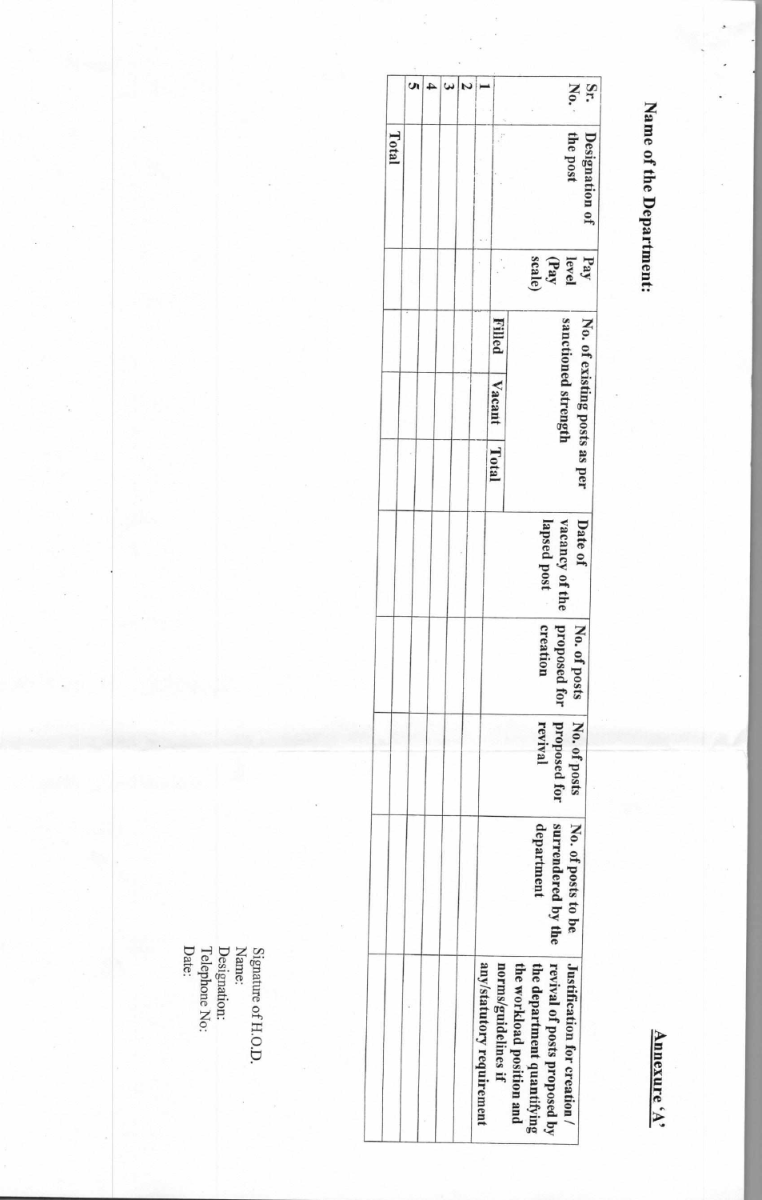**Annexure 'A'**

**Name of the Department:**

| Sr. No. | Designation of the post | Pay level (Pay scale) | No. of existing posts as per sanctioned strength | | | Date of vacancy of the lapsed post | No. of posts proposed for creation | No. of posts proposed for revival | No. of posts to be surrendered by the department | Justification for creation / revival of posts proposed by the department quantifying the workload position and norms/guidelines if any/statutory requirement |
|---|---|---|---|---|---|---|---|---|---|---|
| | | | Filled | Vacant | Total | | | | | |
| 1 | | | | | | | | | | |
| 2 | | | | | | | | | | |
| 3 | | | | | | | | | | |
| 4 | | | | | | | | | | |
| 5 | | | | | | | | | | |
| | Total | | | | | | | | | |

Signature of H.O.D.
Name:
Designation:
Telephone No:
Date: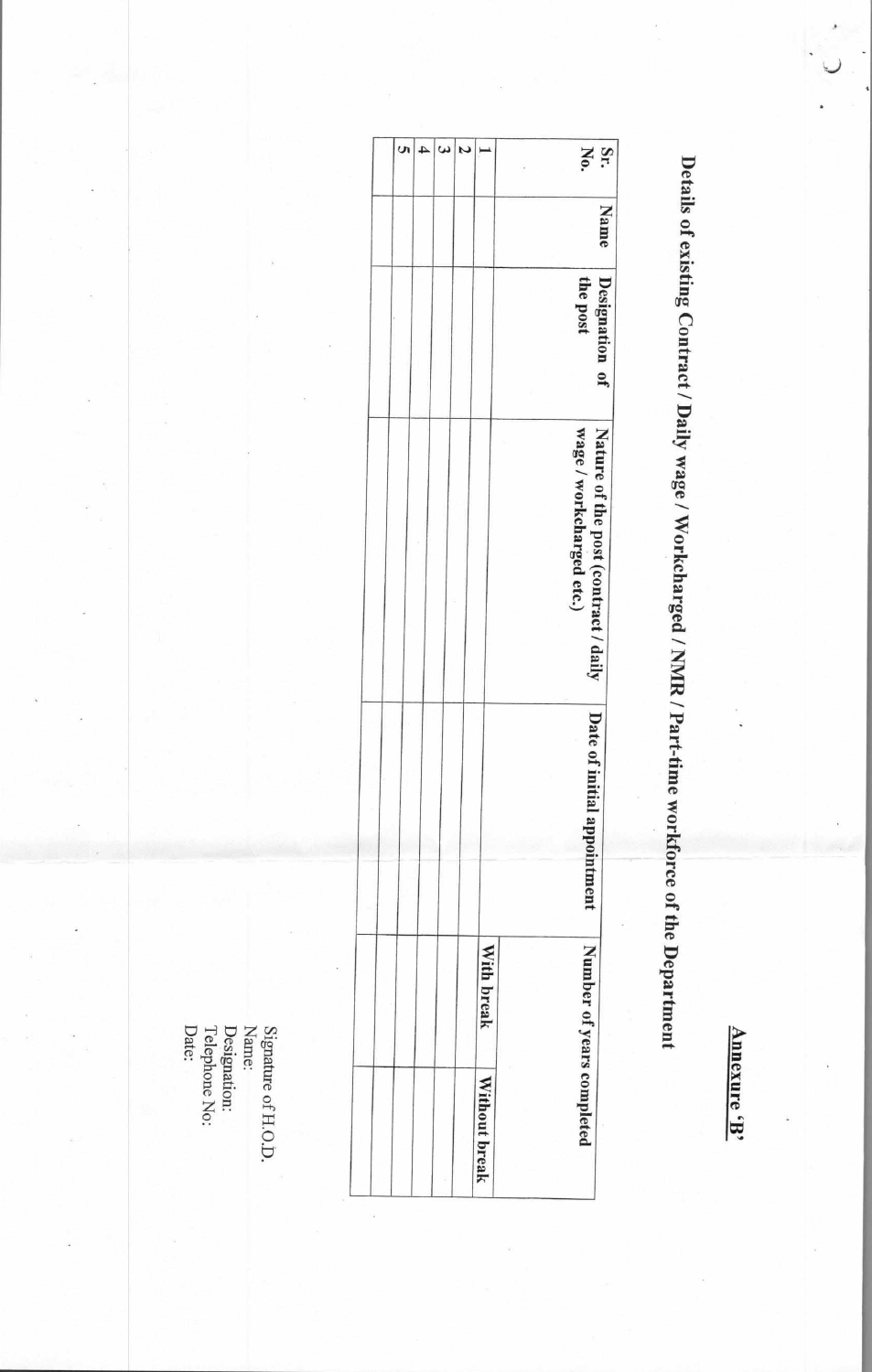**Annexure 'B'**

## Details of existing Contract / Daily wage / Workcharged / NMR / Part-time workforce of the Department

| Sr. No. | Name | Designation of the post | Nature of the post (contract / daily wage / workcharged etc.) | Date of initial appointment | Number of years completed | |
|---|---|---|---|---|---|---|
| | | | | | With break | Without break |
| 1 | | | | | | |
| 2 | | | | | | |
| 3 | | | | | | |
| 4 | | | | | | |
| 5 | | | | | | |

Signature of H.O.D.
Name:
Designation:
Telephone No:
Date: